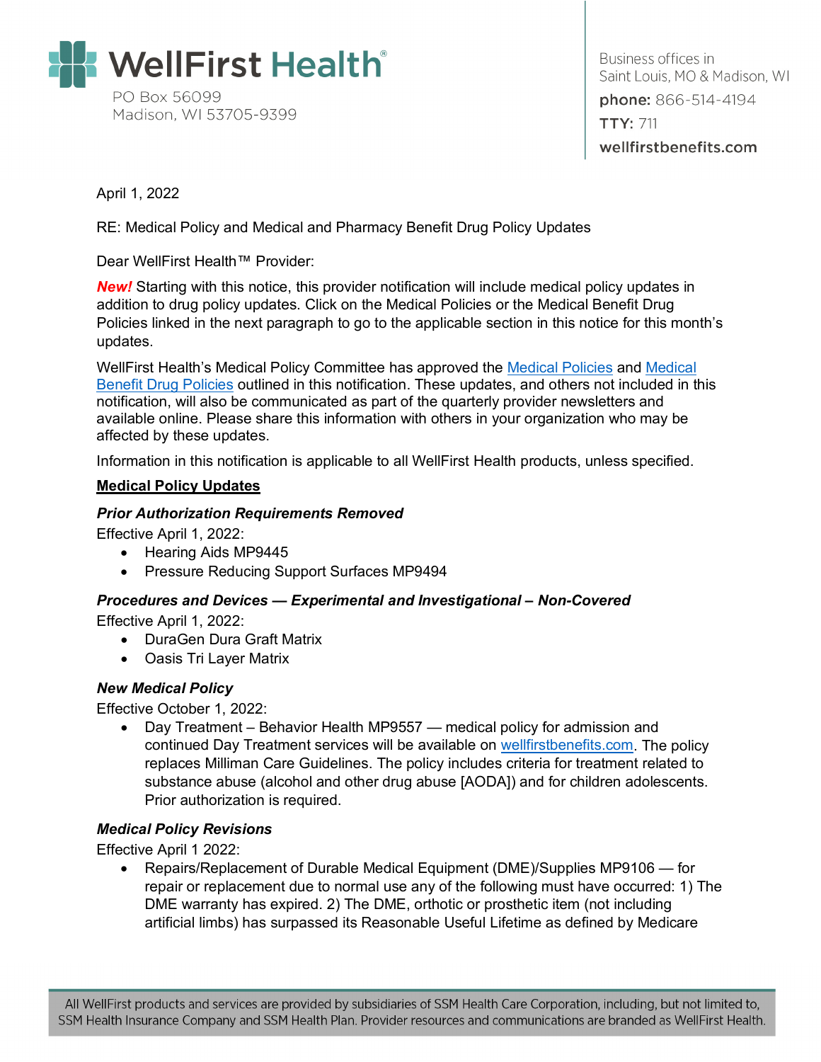WellFirst Health®
PO Box 56099
Madison, WI 53705-9399

Business offices in
Saint Louis, MO & Madison, WI
**phone:** 866-514-4194
**TTY:** 711
**wellfirstbenefits.com**

April 1, 2022

RE: Medical Policy and Medical and Pharmacy Benefit Drug Policy Updates

Dear WellFirst Health™ Provider:

***New!*** Starting with this notice, this provider notification will include medical policy updates in addition to drug policy updates. Click on the Medical Policies or the Medical Benefit Drug Policies linked in the next paragraph to go to the applicable section in this notice for this month's updates.

WellFirst Health's Medical Policy Committee has approved the Medical Policies and Medical Benefit Drug Policies outlined in this notification. These updates, and others not included in this notification, will also be communicated as part of the quarterly provider newsletters and available online. Please share this information with others in your organization who may be affected by these updates.

Information in this notification is applicable to all WellFirst Health products, unless specified.

## Medical Policy Updates

### *Prior Authorization Requirements Removed*

Effective April 1, 2022:

- Hearing Aids MP9445
- Pressure Reducing Support Surfaces MP9494

### *Procedures and Devices — Experimental and Investigational – Non-Covered*

Effective April 1, 2022:

- DuraGen Dura Graft Matrix
- Oasis Tri Layer Matrix

### *New Medical Policy*

Effective October 1, 2022:

- Day Treatment – Behavior Health MP9557 — medical policy for admission and continued Day Treatment services will be available on wellfirstbenefits.com. The policy replaces Milliman Care Guidelines. The policy includes criteria for treatment related to substance abuse (alcohol and other drug abuse [AODA]) and for children adolescents. Prior authorization is required.

### *Medical Policy Revisions*

Effective April 1 2022:

- Repairs/Replacement of Durable Medical Equipment (DME)/Supplies MP9106 — for repair or replacement due to normal use any of the following must have occurred: 1) The DME warranty has expired. 2) The DME, orthotic or prosthetic item (not including artificial limbs) has surpassed its Reasonable Useful Lifetime as defined by Medicare

All WellFirst products and services are provided by subsidiaries of SSM Health Care Corporation, including, but not limited to, SSM Health Insurance Company and SSM Health Plan. Provider resources and communications are branded as WellFirst Health.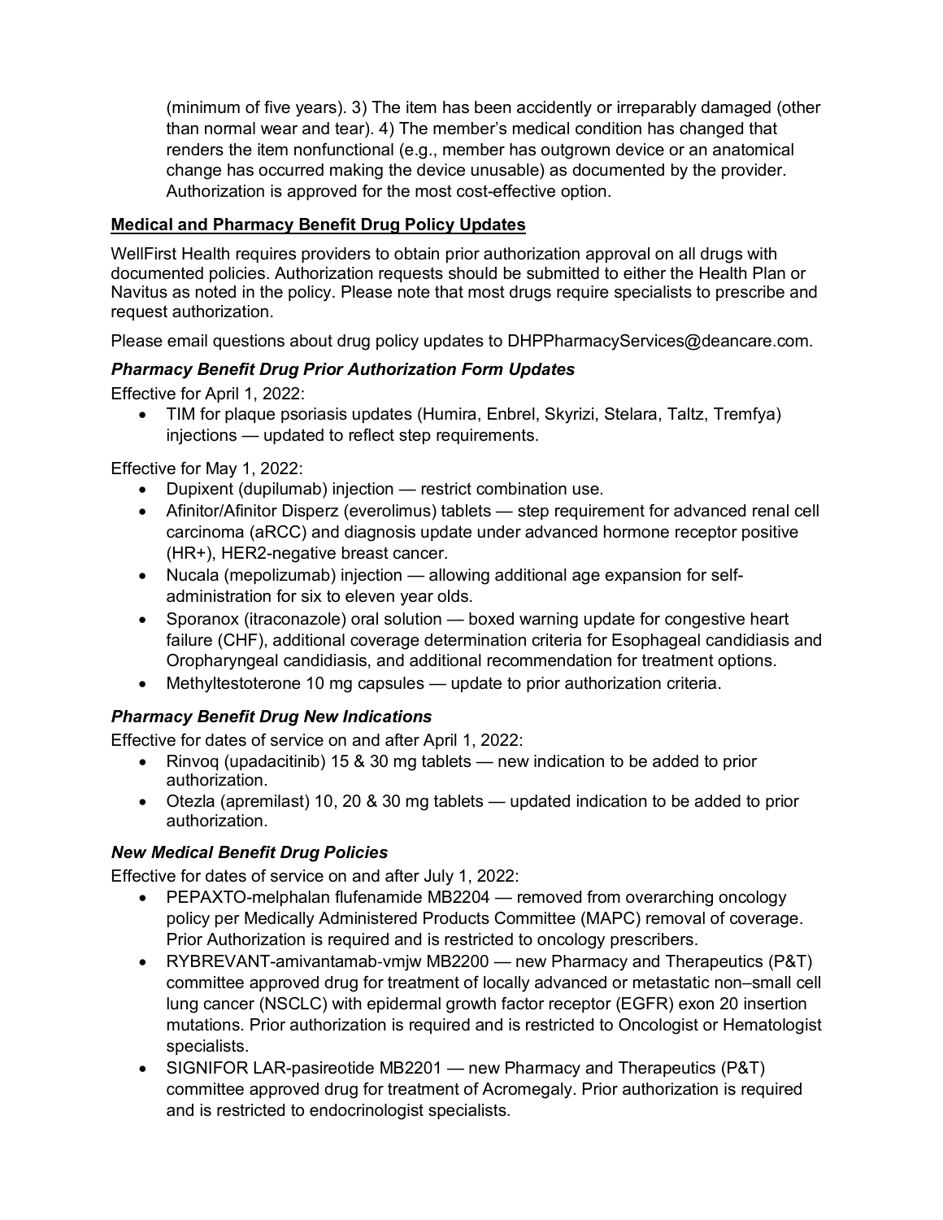(minimum of five years). 3) The item has been accidently or irreparably damaged (other than normal wear and tear). 4) The member's medical condition has changed that renders the item nonfunctional (e.g., member has outgrown device or an anatomical change has occurred making the device unusable) as documented by the provider. Authorization is approved for the most cost-effective option.

## Medical and Pharmacy Benefit Drug Policy Updates

WellFirst Health requires providers to obtain prior authorization approval on all drugs with documented policies. Authorization requests should be submitted to either the Health Plan or Navitus as noted in the policy. Please note that most drugs require specialists to prescribe and request authorization.

Please email questions about drug policy updates to DHPPharmacyServices@deancare.com.

### *Pharmacy Benefit Drug Prior Authorization Form Updates*

Effective for April 1, 2022:

- TIM for plaque psoriasis updates (Humira, Enbrel, Skyrizi, Stelara, Taltz, Tremfya) injections — updated to reflect step requirements.

Effective for May 1, 2022:

- Dupixent (dupilumab) injection — restrict combination use.
- Afinitor/Afinitor Disperz (everolimus) tablets — step requirement for advanced renal cell carcinoma (aRCC) and diagnosis update under advanced hormone receptor positive (HR+), HER2-negative breast cancer.
- Nucala (mepolizumab) injection — allowing additional age expansion for self-administration for six to eleven year olds.
- Sporanox (itraconazole) oral solution — boxed warning update for congestive heart failure (CHF), additional coverage determination criteria for Esophageal candidiasis and Oropharyngeal candidiasis, and additional recommendation for treatment options.
- Methyltestoterone 10 mg capsules — update to prior authorization criteria.

### *Pharmacy Benefit Drug New Indications*

Effective for dates of service on and after April 1, 2022:

- Rinvoq (upadacitinib) 15 & 30 mg tablets — new indication to be added to prior authorization.
- Otezla (apremilast) 10, 20 & 30 mg tablets — updated indication to be added to prior authorization.

### *New Medical Benefit Drug Policies*

Effective for dates of service on and after July 1, 2022:

- PEPAXTO-melphalan flufenamide MB2204 — removed from overarching oncology policy per Medically Administered Products Committee (MAPC) removal of coverage. Prior Authorization is required and is restricted to oncology prescribers.
- RYBREVANT-amivantamab-vmjw MB2200 — new Pharmacy and Therapeutics (P&T) committee approved drug for treatment of locally advanced or metastatic non–small cell lung cancer (NSCLC) with epidermal growth factor receptor (EGFR) exon 20 insertion mutations. Prior authorization is required and is restricted to Oncologist or Hematologist specialists.
- SIGNIFOR LAR-pasireotide MB2201 — new Pharmacy and Therapeutics (P&T) committee approved drug for treatment of Acromegaly. Prior authorization is required and is restricted to endocrinologist specialists.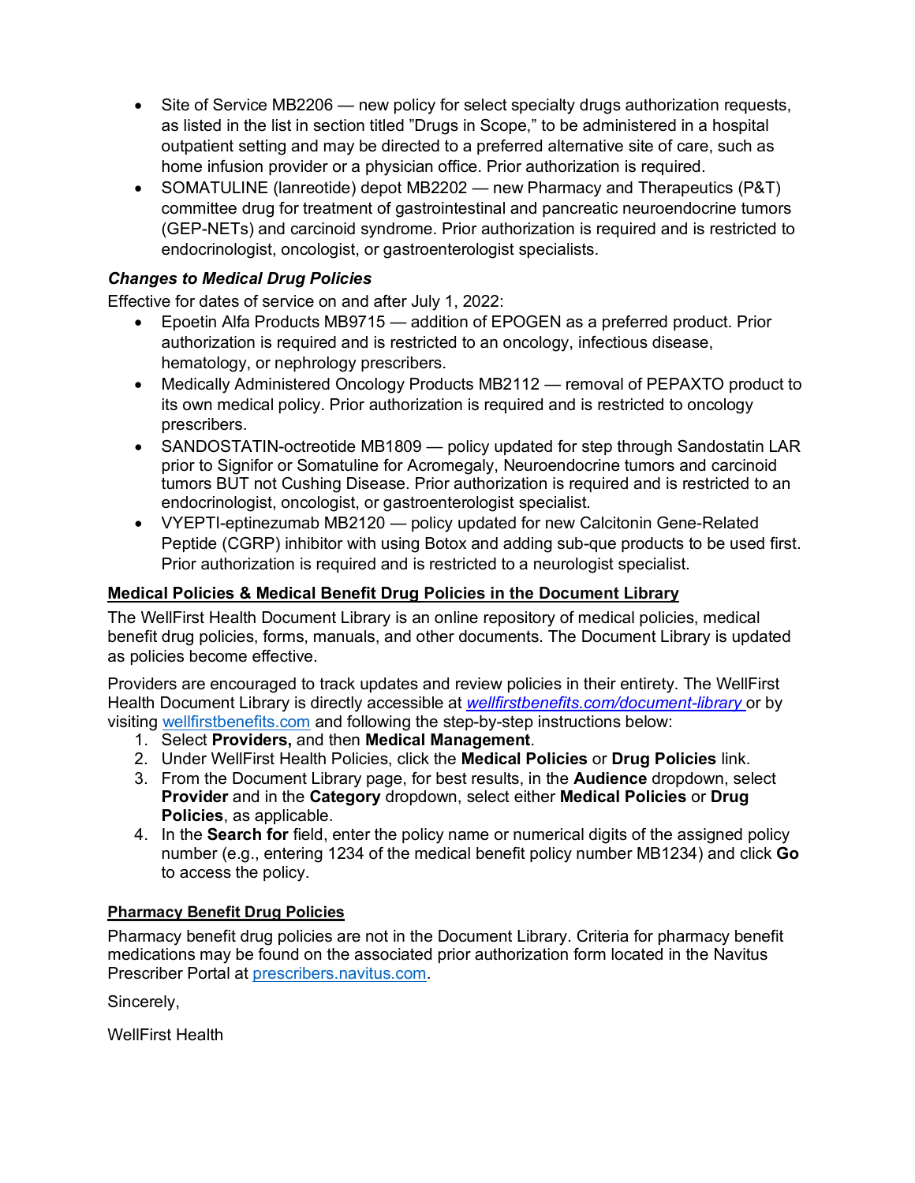- Site of Service MB2206 — new policy for select specialty drugs authorization requests, as listed in the list in section titled "Drugs in Scope," to be administered in a hospital outpatient setting and may be directed to a preferred alternative site of care, such as home infusion provider or a physician office. Prior authorization is required.
- SOMATULINE (lanreotide) depot MB2202 — new Pharmacy and Therapeutics (P&T) committee drug for treatment of gastrointestinal and pancreatic neuroendocrine tumors (GEP-NETs) and carcinoid syndrome. Prior authorization is required and is restricted to endocrinologist, oncologist, or gastroenterologist specialists.

***Changes to Medical Drug Policies***

Effective for dates of service on and after July 1, 2022:

- Epoetin Alfa Products MB9715 — addition of EPOGEN as a preferred product. Prior authorization is required and is restricted to an oncology, infectious disease, hematology, or nephrology prescribers.
- Medically Administered Oncology Products MB2112 — removal of PEPAXTO product to its own medical policy. Prior authorization is required and is restricted to oncology prescribers.
- SANDOSTATIN-octreotide MB1809 — policy updated for step through Sandostatin LAR prior to Signifor or Somatuline for Acromegaly, Neuroendocrine tumors and carcinoid tumors BUT not Cushing Disease. Prior authorization is required and is restricted to an endocrinologist, oncologist, or gastroenterologist specialist.
- VYEPTI-eptinezumab MB2120 — policy updated for new Calcitonin Gene-Related Peptide (CGRP) inhibitor with using Botox and adding sub-que products to be used first. Prior authorization is required and is restricted to a neurologist specialist.

**Medical Policies & Medical Benefit Drug Policies in the Document Library**

The WellFirst Health Document Library is an online repository of medical policies, medical benefit drug policies, forms, manuals, and other documents. The Document Library is updated as policies become effective.

Providers are encouraged to track updates and review policies in their entirety. The WellFirst Health Document Library is directly accessible at *wellfirstbenefits.com/document-library* or by visiting wellfirstbenefits.com and following the step-by-step instructions below:

1. Select **Providers,** and then **Medical Management**.
2. Under WellFirst Health Policies, click the **Medical Policies** or **Drug Policies** link.
3. From the Document Library page, for best results, in the **Audience** dropdown, select **Provider** and in the **Category** dropdown, select either **Medical Policies** or **Drug Policies**, as applicable.
4. In the **Search for** field, enter the policy name or numerical digits of the assigned policy number (e.g., entering 1234 of the medical benefit policy number MB1234) and click **Go** to access the policy.

**Pharmacy Benefit Drug Policies**

Pharmacy benefit drug policies are not in the Document Library. Criteria for pharmacy benefit medications may be found on the associated prior authorization form located in the Navitus Prescriber Portal at prescribers.navitus.com.

Sincerely,

WellFirst Health